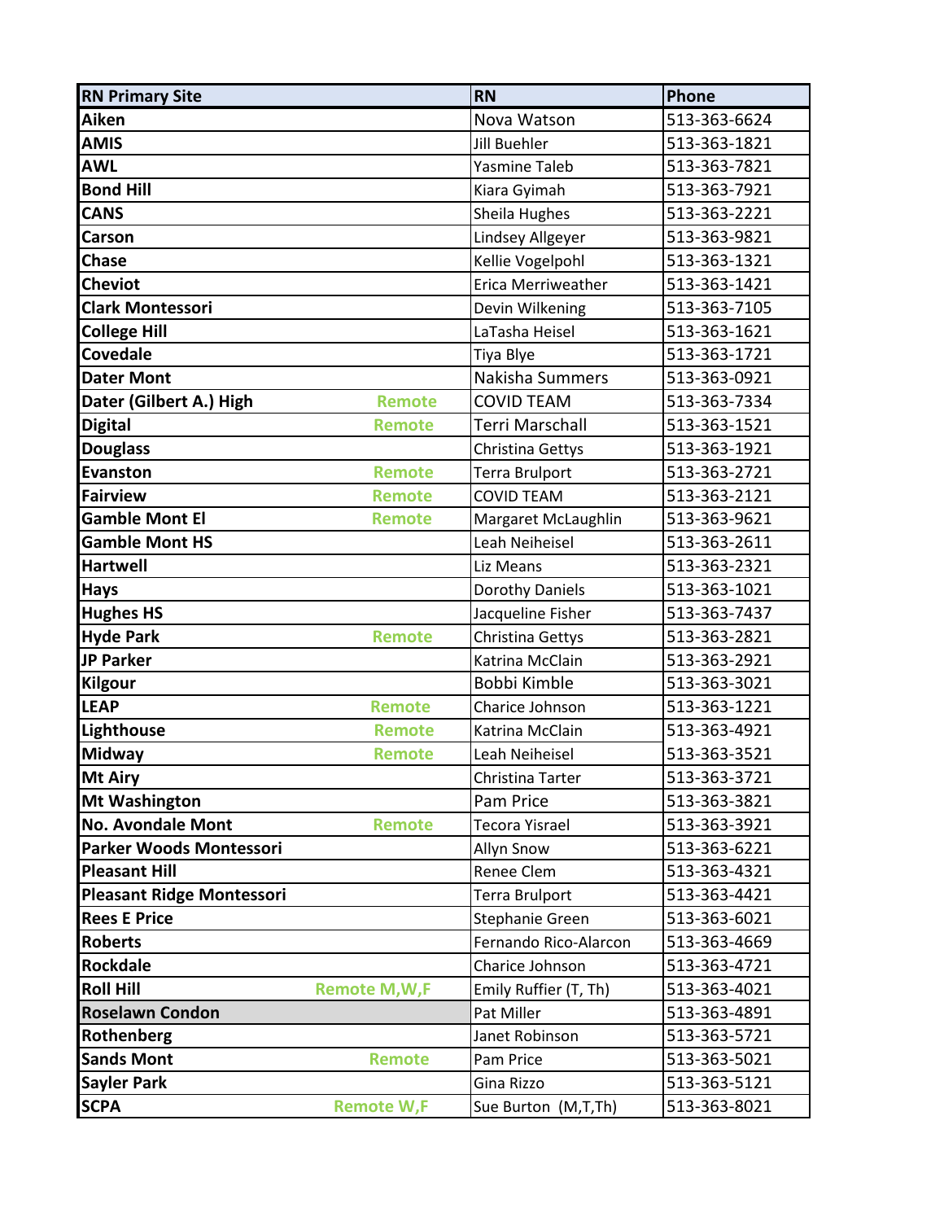| RN Primary Site | | RN | Phone |
|---|---|---|---|
| **Aiken** | | Nova Watson | 513-363-6624 |
| **AMIS** | | Jill Buehler | 513-363-1821 |
| **AWL** | | Yasmine Taleb | 513-363-7821 |
| **Bond Hill** | | Kiara Gyimah | 513-363-7921 |
| **CANS** | | Sheila Hughes | 513-363-2221 |
| **Carson** | | Lindsey Allgeyer | 513-363-9821 |
| **Chase** | | Kellie Vogelpohl | 513-363-1321 |
| **Cheviot** | | Erica Merriweather | 513-363-1421 |
| **Clark Montessori** | | Devin Wilkening | 513-363-7105 |
| **College Hill** | | LaTasha Heisel | 513-363-1621 |
| **Covedale** | | Tiya Blye | 513-363-1721 |
| **Dater Mont** | | Nakisha Summers | 513-363-0921 |
| **Dater (Gilbert A.) High** | Remote | COVID TEAM | 513-363-7334 |
| **Digital** | Remote | Terri Marschall | 513-363-1521 |
| **Douglass** | | Christina Gettys | 513-363-1921 |
| **Evanston** | Remote | Terra Brulport | 513-363-2721 |
| **Fairview** | Remote | COVID TEAM | 513-363-2121 |
| **Gamble Mont El** | Remote | Margaret McLaughlin | 513-363-9621 |
| **Gamble Mont HS** | | Leah Neiheisel | 513-363-2611 |
| **Hartwell** | | Liz Means | 513-363-2321 |
| **Hays** | | Dorothy Daniels | 513-363-1021 |
| **Hughes HS** | | Jacqueline Fisher | 513-363-7437 |
| **Hyde Park** | Remote | Christina Gettys | 513-363-2821 |
| **JP Parker** | | Katrina McClain | 513-363-2921 |
| **Kilgour** | | Bobbi Kimble | 513-363-3021 |
| **LEAP** | Remote | Charice Johnson | 513-363-1221 |
| **Lighthouse** | Remote | Katrina McClain | 513-363-4921 |
| **Midway** | Remote | Leah Neiheisel | 513-363-3521 |
| **Mt Airy** | | Christina Tarter | 513-363-3721 |
| **Mt Washington** | | Pam Price | 513-363-3821 |
| **No. Avondale Mont** | Remote | Tecora Yisrael | 513-363-3921 |
| **Parker Woods Montessori** | | Allyn Snow | 513-363-6221 |
| **Pleasant Hill** | | Renee Clem | 513-363-4321 |
| **Pleasant Ridge Montessori** | | Terra Brulport | 513-363-4421 |
| **Rees E Price** | | Stephanie Green | 513-363-6021 |
| **Roberts** | | Fernando Rico-Alarcon | 513-363-4669 |
| **Rockdale** | | Charice Johnson | 513-363-4721 |
| **Roll Hill** | Remote M,W,F | Emily Ruffier (T, Th) | 513-363-4021 |
| **Roselawn Condon** | | Pat Miller | 513-363-4891 |
| **Rothenberg** | | Janet Robinson | 513-363-5721 |
| **Sands Mont** | Remote | Pam Price | 513-363-5021 |
| **Sayler Park** | | Gina Rizzo | 513-363-5121 |
| **SCPA** | Remote W,F | Sue Burton (M,T,Th) | 513-363-8021 |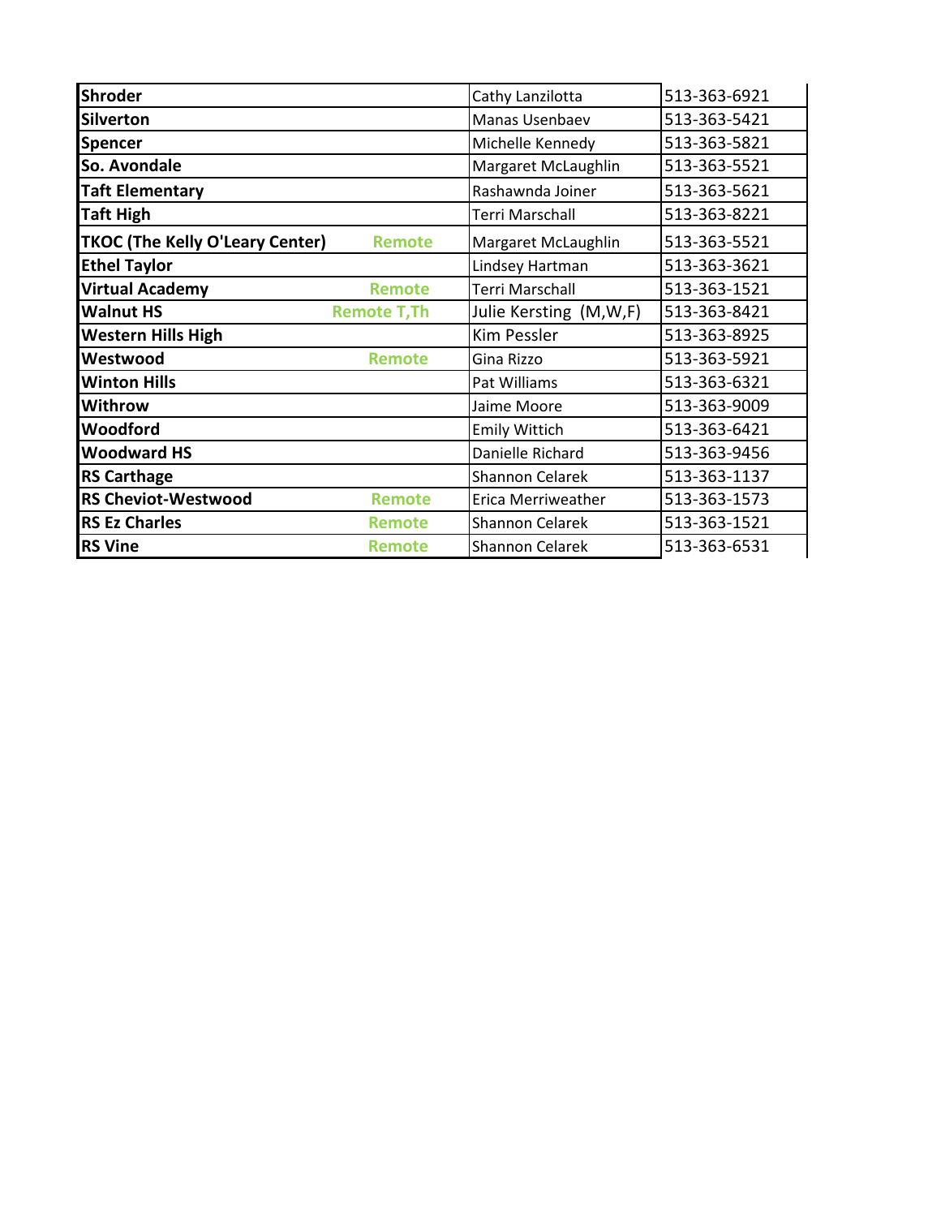| | | | |
|---|---|---|---|
| **Shroder** | | Cathy Lanzilotta | 513-363-6921 |
| **Silverton** | | Manas Usenbaev | 513-363-5421 |
| **Spencer** | | Michelle Kennedy | 513-363-5821 |
| **So. Avondale** | | Margaret McLaughlin | 513-363-5521 |
| **Taft Elementary** | | Rashawnda Joiner | 513-363-5621 |
| **Taft High** | | Terri Marschall | 513-363-8221 |
| **TKOC (The Kelly O'Leary Center)** | **Remote** | Margaret McLaughlin | 513-363-5521 |
| **Ethel Taylor** | | Lindsey Hartman | 513-363-3621 |
| **Virtual Academy** | **Remote** | Terri Marschall | 513-363-1521 |
| **Walnut HS** | **Remote T,Th** | Julie Kersting (M,W,F) | 513-363-8421 |
| **Western Hills High** | | Kim Pessler | 513-363-8925 |
| **Westwood** | **Remote** | Gina Rizzo | 513-363-5921 |
| **Winton Hills** | | Pat Williams | 513-363-6321 |
| **Withrow** | | Jaime Moore | 513-363-9009 |
| **Woodford** | | Emily Wittich | 513-363-6421 |
| **Woodward HS** | | Danielle Richard | 513-363-9456 |
| **RS Carthage** | | Shannon Celarek | 513-363-1137 |
| **RS Cheviot-Westwood** | **Remote** | Erica Merriweather | 513-363-1573 |
| **RS Ez Charles** | **Remote** | Shannon Celarek | 513-363-1521 |
| **RS Vine** | **Remote** | Shannon Celarek | 513-363-6531 |